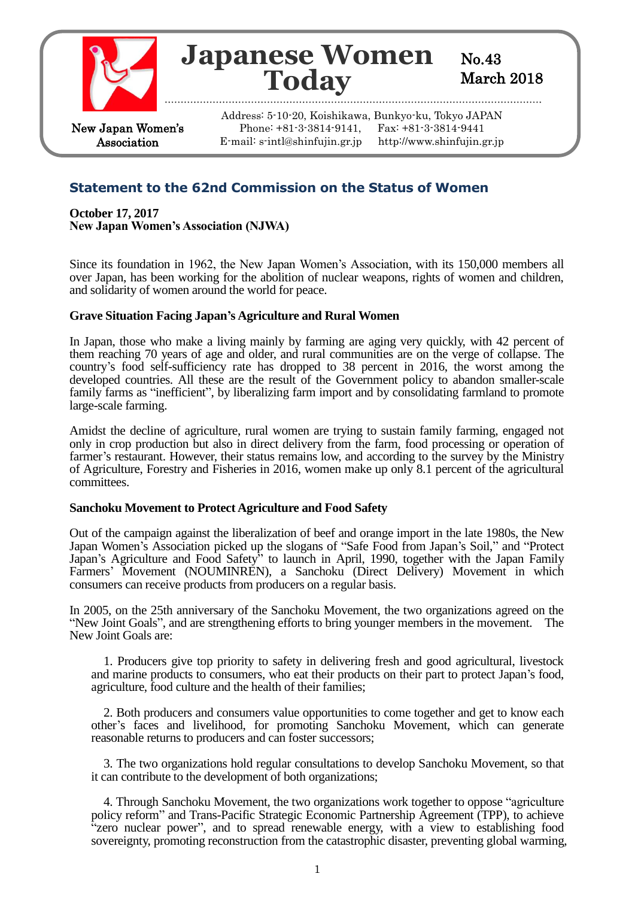# Japanese Women Today

No.43
March 2018

New Japan Women's Association

Address: 5-10-20, Koishikawa, Bunkyo-ku, Tokyo JAPAN
Phone: +81-3-3814-9141, Fax: +81-3-3814-9441
E-mail: s-intl@shinfujin.gr.jp http://www.shinfujin.gr.jp

## Statement to the 62nd Commission on the Status of Women

**October 17, 2017**
**New Japan Women's Association (NJWA)**

Since its foundation in 1962, the New Japan Women's Association, with its 150,000 members all over Japan, has been working for the abolition of nuclear weapons, rights of women and children, and solidarity of women around the world for peace.

### Grave Situation Facing Japan's Agriculture and Rural Women

In Japan, those who make a living mainly by farming are aging very quickly, with 42 percent of them reaching 70 years of age and older, and rural communities are on the verge of collapse. The country's food self-sufficiency rate has dropped to 38 percent in 2016, the worst among the developed countries. All these are the result of the Government policy to abandon smaller-scale family farms as "inefficient", by liberalizing farm import and by consolidating farmland to promote large-scale farming.

Amidst the decline of agriculture, rural women are trying to sustain family farming, engaged not only in crop production but also in direct delivery from the farm, food processing or operation of farmer's restaurant. However, their status remains low, and according to the survey by the Ministry of Agriculture, Forestry and Fisheries in 2016, women make up only 8.1 percent of the agricultural committees.

### Sanchoku Movement to Protect Agriculture and Food Safety

Out of the campaign against the liberalization of beef and orange import in the late 1980s, the New Japan Women's Association picked up the slogans of "Safe Food from Japan's Soil," and "Protect Japan's Agriculture and Food Safety" to launch in April, 1990, together with the Japan Family Farmers' Movement (NOUMINREN), a Sanchoku (Direct Delivery) Movement in which consumers can receive products from producers on a regular basis.

In 2005, on the 25th anniversary of the Sanchoku Movement, the two organizations agreed on the "New Joint Goals", and are strengthening efforts to bring younger members in the movement. The New Joint Goals are:

1. Producers give top priority to safety in delivering fresh and good agricultural, livestock and marine products to consumers, who eat their products on their part to protect Japan's food, agriculture, food culture and the health of their families;

2. Both producers and consumers value opportunities to come together and get to know each other's faces and livelihood, for promoting Sanchoku Movement, which can generate reasonable returns to producers and can foster successors;

3. The two organizations hold regular consultations to develop Sanchoku Movement, so that it can contribute to the development of both organizations;

4. Through Sanchoku Movement, the two organizations work together to oppose "agriculture policy reform" and Trans-Pacific Strategic Economic Partnership Agreement (TPP), to achieve "zero nuclear power", and to spread renewable energy, with a view to establishing food sovereignty, promoting reconstruction from the catastrophic disaster, preventing global warming,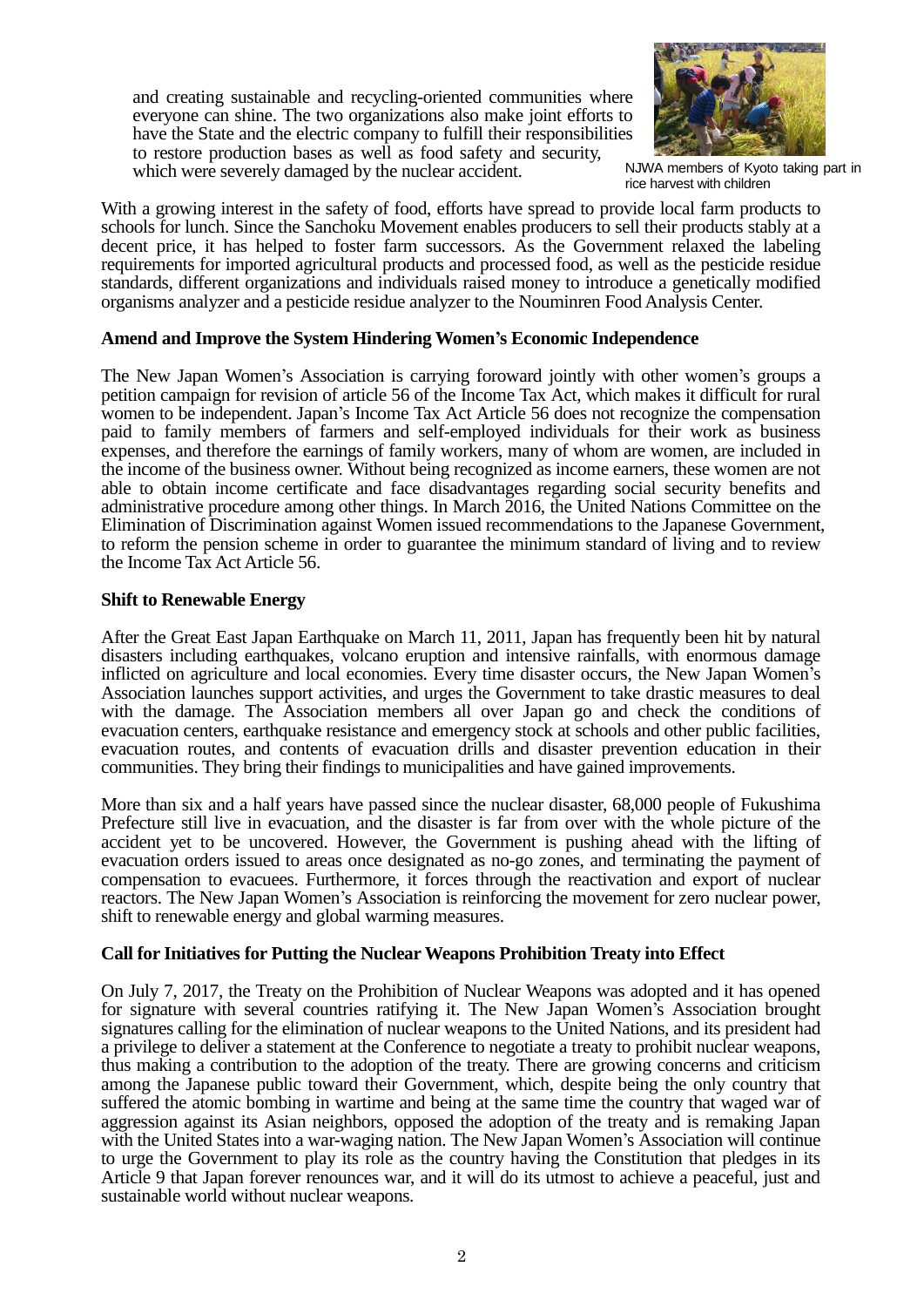and creating sustainable and recycling-oriented communities where everyone can shine. The two organizations also make joint efforts to have the State and the electric company to fulfill their responsibilities to restore production bases as well as food safety and security, which were severely damaged by the nuclear accident.

NJWA members of Kyoto taking part in rice harvest with children

With a growing interest in the safety of food, efforts have spread to provide local farm products to schools for lunch. Since the Sanchoku Movement enables producers to sell their products stably at a decent price, it has helped to foster farm successors. As the Government relaxed the labeling requirements for imported agricultural products and processed food, as well as the pesticide residue standards, different organizations and individuals raised money to introduce a genetically modified organisms analyzer and a pesticide residue analyzer to the Nouminren Food Analysis Center.

**Amend and Improve the System Hindering Women's Economic Independence**

The New Japan Women's Association is carrying foroward jointly with other women's groups a petition campaign for revision of article 56 of the Income Tax Act, which makes it difficult for rural women to be independent. Japan's Income Tax Act Article 56 does not recognize the compensation paid to family members of farmers and self-employed individuals for their work as business expenses, and therefore the earnings of family workers, many of whom are women, are included in the income of the business owner. Without being recognized as income earners, these women are not able to obtain income certificate and face disadvantages regarding social security benefits and administrative procedure among other things. In March 2016, the United Nations Committee on the Elimination of Discrimination against Women issued recommendations to the Japanese Government, to reform the pension scheme in order to guarantee the minimum standard of living and to review the Income Tax Act Article 56.

**Shift to Renewable Energy**

After the Great East Japan Earthquake on March 11, 2011, Japan has frequently been hit by natural disasters including earthquakes, volcano eruption and intensive rainfalls, with enormous damage inflicted on agriculture and local economies. Every time disaster occurs, the New Japan Women's Association launches support activities, and urges the Government to take drastic measures to deal with the damage. The Association members all over Japan go and check the conditions of evacuation centers, earthquake resistance and emergency stock at schools and other public facilities, evacuation routes, and contents of evacuation drills and disaster prevention education in their communities. They bring their findings to municipalities and have gained improvements.

More than six and a half years have passed since the nuclear disaster, 68,000 people of Fukushima Prefecture still live in evacuation, and the disaster is far from over with the whole picture of the accident yet to be uncovered. However, the Government is pushing ahead with the lifting of evacuation orders issued to areas once designated as no-go zones, and terminating the payment of compensation to evacuees. Furthermore, it forces through the reactivation and export of nuclear reactors. The New Japan Women's Association is reinforcing the movement for zero nuclear power, shift to renewable energy and global warming measures.

**Call for Initiatives for Putting the Nuclear Weapons Prohibition Treaty into Effect**

On July 7, 2017, the Treaty on the Prohibition of Nuclear Weapons was adopted and it has opened for signature with several countries ratifying it. The New Japan Women's Association brought signatures calling for the elimination of nuclear weapons to the United Nations, and its president had a privilege to deliver a statement at the Conference to negotiate a treaty to prohibit nuclear weapons, thus making a contribution to the adoption of the treaty. There are growing concerns and criticism among the Japanese public toward their Government, which, despite being the only country that suffered the atomic bombing in wartime and being at the same time the country that waged war of aggression against its Asian neighbors, opposed the adoption of the treaty and is remaking Japan with the United States into a war-waging nation. The New Japan Women's Association will continue to urge the Government to play its role as the country having the Constitution that pledges in its Article 9 that Japan forever renounces war, and it will do its utmost to achieve a peaceful, just and sustainable world without nuclear weapons.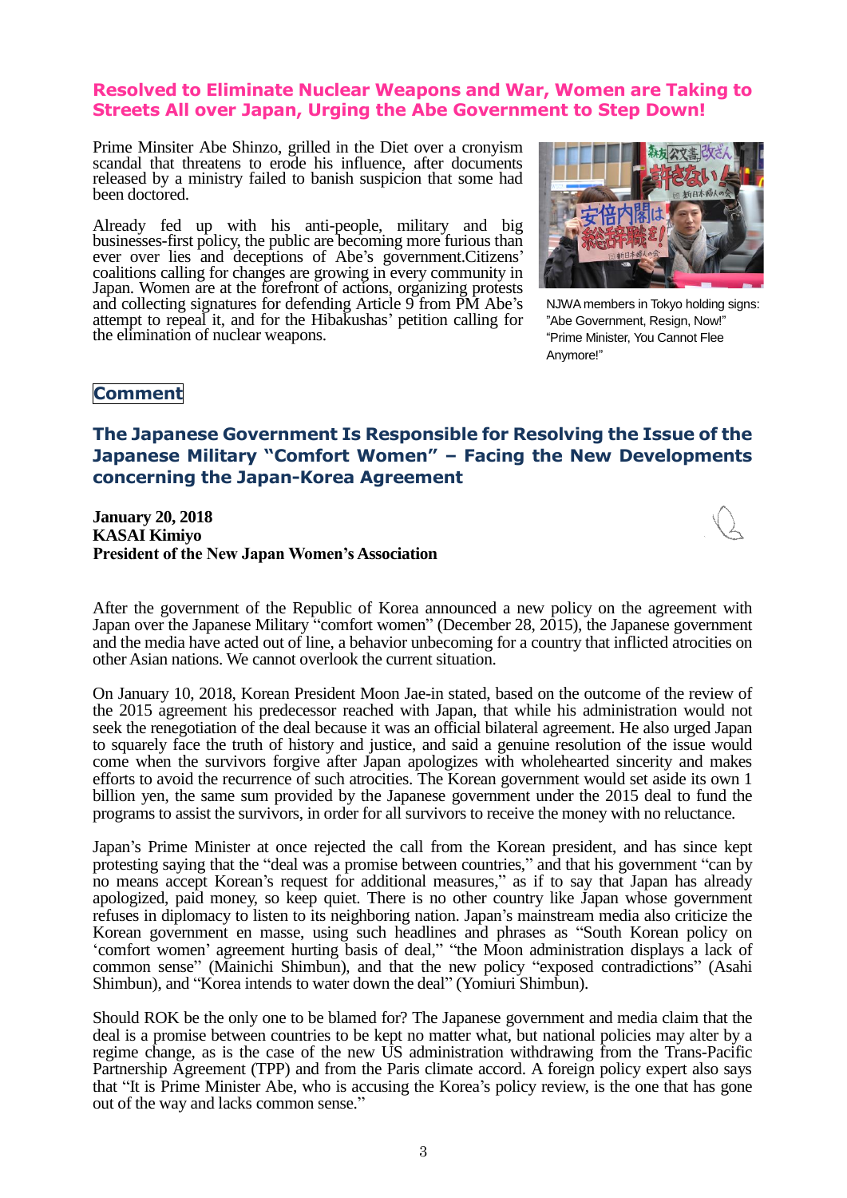## Resolved to Eliminate Nuclear Weapons and War, Women are Taking to Streets All over Japan, Urging the Abe Government to Step Down!

Prime Minsiter Abe Shinzo, grilled in the Diet over a cronyism scandal that threatens to erode his influence, after documents released by a ministry failed to banish suspicion that some had been doctored.

Already fed up with his anti-people, military and big businesses-first policy, the public are becoming more furious than ever over lies and deceptions of Abe's government.Citizens' coalitions calling for changes are growing in every community in Japan. Women are at the forefront of actions, organizing protests and collecting signatures for defending Article 9 from PM Abe's attempt to repeal it, and for the Hibakushas' petition calling for the elimination of nuclear weapons.

NJWA members in Tokyo holding signs: "Abe Government, Resign, Now!" "Prime Minister, You Cannot Flee Anymore!"

**Comment**

## The Japanese Government Is Responsible for Resolving the Issue of the Japanese Military "Comfort Women" – Facing the New Developments concerning the Japan-Korea Agreement

**January 20, 2018**
**KASAI Kimiyo**
**President of the New Japan Women's Association**

After the government of the Republic of Korea announced a new policy on the agreement with Japan over the Japanese Military "comfort women" (December 28, 2015), the Japanese government and the media have acted out of line, a behavior unbecoming for a country that inflicted atrocities on other Asian nations. We cannot overlook the current situation.

On January 10, 2018, Korean President Moon Jae-in stated, based on the outcome of the review of the 2015 agreement his predecessor reached with Japan, that while his administration would not seek the renegotiation of the deal because it was an official bilateral agreement. He also urged Japan to squarely face the truth of history and justice, and said a genuine resolution of the issue would come when the survivors forgive after Japan apologizes with wholehearted sincerity and makes efforts to avoid the recurrence of such atrocities. The Korean government would set aside its own 1 billion yen, the same sum provided by the Japanese government under the 2015 deal to fund the programs to assist the survivors, in order for all survivors to receive the money with no reluctance.

Japan's Prime Minister at once rejected the call from the Korean president, and has since kept protesting saying that the "deal was a promise between countries," and that his government "can by no means accept Korean's request for additional measures," as if to say that Japan has already apologized, paid money, so keep quiet. There is no other country like Japan whose government refuses in diplomacy to listen to its neighboring nation. Japan's mainstream media also criticize the Korean government en masse, using such headlines and phrases as "South Korean policy on 'comfort women' agreement hurting basis of deal," "the Moon administration displays a lack of common sense" (Mainichi Shimbun), and that the new policy "exposed contradictions" (Asahi Shimbun), and "Korea intends to water down the deal" (Yomiuri Shimbun).

Should ROK be the only one to be blamed for? The Japanese government and media claim that the deal is a promise between countries to be kept no matter what, but national policies may alter by a regime change, as is the case of the new US administration withdrawing from the Trans-Pacific Partnership Agreement (TPP) and from the Paris climate accord. A foreign policy expert also says that "It is Prime Minister Abe, who is accusing the Korea's policy review, is the one that has gone out of the way and lacks common sense."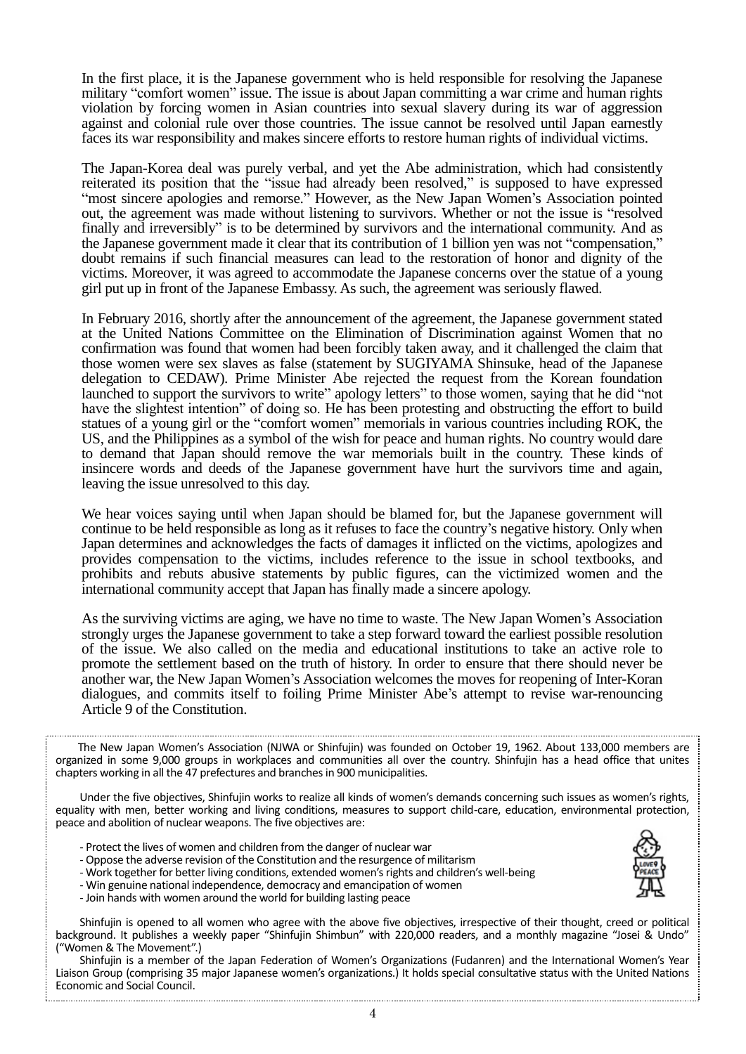In the first place, it is the Japanese government who is held responsible for resolving the Japanese military "comfort women" issue. The issue is about Japan committing a war crime and human rights violation by forcing women in Asian countries into sexual slavery during its war of aggression against and colonial rule over those countries. The issue cannot be resolved until Japan earnestly faces its war responsibility and makes sincere efforts to restore human rights of individual victims.

The Japan-Korea deal was purely verbal, and yet the Abe administration, which had consistently reiterated its position that the "issue had already been resolved," is supposed to have expressed "most sincere apologies and remorse." However, as the New Japan Women's Association pointed out, the agreement was made without listening to survivors. Whether or not the issue is "resolved finally and irreversibly" is to be determined by survivors and the international community. And as the Japanese government made it clear that its contribution of 1 billion yen was not "compensation," doubt remains if such financial measures can lead to the restoration of honor and dignity of the victims. Moreover, it was agreed to accommodate the Japanese concerns over the statue of a young girl put up in front of the Japanese Embassy. As such, the agreement was seriously flawed.

In February 2016, shortly after the announcement of the agreement, the Japanese government stated at the United Nations Committee on the Elimination of Discrimination against Women that no confirmation was found that women had been forcibly taken away, and it challenged the claim that those women were sex slaves as false (statement by SUGIYAMA Shinsuke, head of the Japanese delegation to CEDAW). Prime Minister Abe rejected the request from the Korean foundation launched to support the survivors to write" apology letters" to those women, saying that he did "not have the slightest intention" of doing so. He has been protesting and obstructing the effort to build statues of a young girl or the "comfort women" memorials in various countries including ROK, the US, and the Philippines as a symbol of the wish for peace and human rights. No country would dare to demand that Japan should remove the war memorials built in the country. These kinds of insincere words and deeds of the Japanese government have hurt the survivors time and again, leaving the issue unresolved to this day.

We hear voices saying until when Japan should be blamed for, but the Japanese government will continue to be held responsible as long as it refuses to face the country's negative history. Only when Japan determines and acknowledges the facts of damages it inflicted on the victims, apologizes and provides compensation to the victims, includes reference to the issue in school textbooks, and prohibits and rebuts abusive statements by public figures, can the victimized women and the international community accept that Japan has finally made a sincere apology.

As the surviving victims are aging, we have no time to waste. The New Japan Women's Association strongly urges the Japanese government to take a step forward toward the earliest possible resolution of the issue. We also called on the media and educational institutions to take an active role to promote the settlement based on the truth of history. In order to ensure that there should never be another war, the New Japan Women's Association welcomes the moves for reopening of Inter-Koran dialogues, and commits itself to foiling Prime Minister Abe's attempt to revise war-renouncing Article 9 of the Constitution.

---

The New Japan Women's Association (NJWA or Shinfujin) was founded on October 19, 1962. About 133,000 members are organized in some 9,000 groups in workplaces and communities all over the country. Shinfujin has a head office that unites chapters working in all the 47 prefectures and branches in 900 municipalities.

Under the five objectives, Shinfujin works to realize all kinds of women's demands concerning such issues as women's rights, equality with men, better working and living conditions, measures to support child-care, education, environmental protection, peace and abolition of nuclear weapons. The five objectives are:

- Protect the lives of women and children from the danger of nuclear war
- Oppose the adverse revision of the Constitution and the resurgence of militarism
- Work together for better living conditions, extended women's rights and children's well-being
- Win genuine national independence, democracy and emancipation of women
- Join hands with women around the world for building lasting peace

Shinfujin is opened to all women who agree with the above five objectives, irrespective of their thought, creed or political background. It publishes a weekly paper "Shinfujin Shimbun" with 220,000 readers, and a monthly magazine "Josei & Undo" ("Women & The Movement".)

Shinfujin is a member of the Japan Federation of Women's Organizations (Fudanren) and the International Women's Year Liaison Group (comprising 35 major Japanese women's organizations.) It holds special consultative status with the United Nations Economic and Social Council.